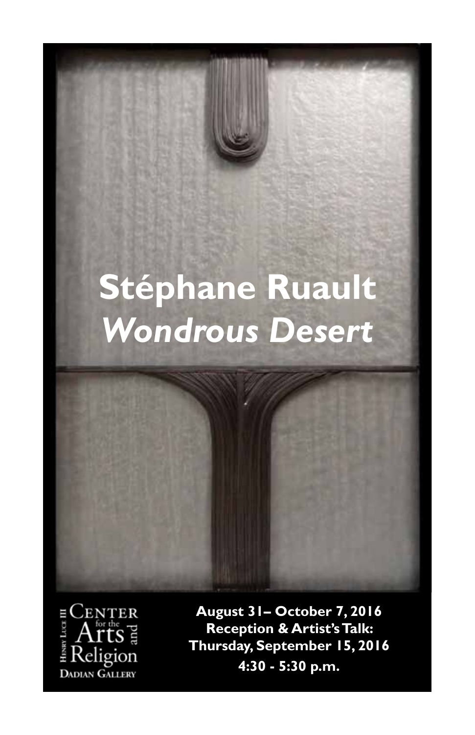# Stéphane Ruault
## *Wondrous Desert*

Henry Luce III Center for the Arts and Religion
Dadian Gallery

**August 31– October 7, 2016**
**Reception & Artist's Talk:**
**Thursday, September 15, 2016**
**4:30 - 5:30 p.m.**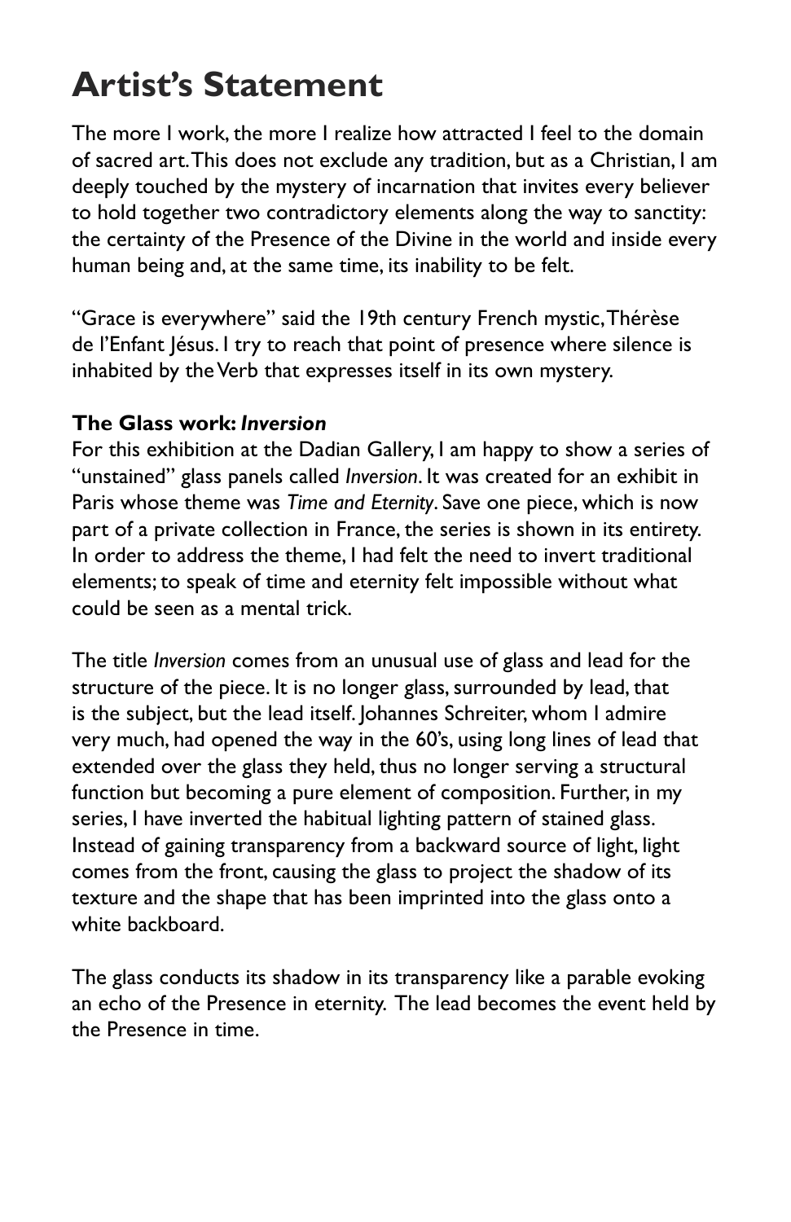# Artist's Statement

The more I work, the more I realize how attracted I feel to the domain of sacred art. This does not exclude any tradition, but as a Christian, I am deeply touched by the mystery of incarnation that invites every believer to hold together two contradictory elements along the way to sanctity: the certainty of the Presence of the Divine in the world and inside every human being and, at the same time, its inability to be felt.

"Grace is everywhere" said the 19th century French mystic, Thérèse de l'Enfant Jésus. I try to reach that point of presence where silence is inhabited by the Verb that expresses itself in its own mystery.

**The Glass work: *Inversion***

For this exhibition at the Dadian Gallery, I am happy to show a series of "unstained" glass panels called *Inversion*. It was created for an exhibit in Paris whose theme was *Time and Eternity*. Save one piece, which is now part of a private collection in France, the series is shown in its entirety. In order to address the theme, I had felt the need to invert traditional elements; to speak of time and eternity felt impossible without what could be seen as a mental trick.

The title *Inversion* comes from an unusual use of glass and lead for the structure of the piece. It is no longer glass, surrounded by lead, that is the subject, but the lead itself. Johannes Schreiter, whom I admire very much, had opened the way in the 60's, using long lines of lead that extended over the glass they held, thus no longer serving a structural function but becoming a pure element of composition. Further, in my series, I have inverted the habitual lighting pattern of stained glass. Instead of gaining transparency from a backward source of light, light comes from the front, causing the glass to project the shadow of its texture and the shape that has been imprinted into the glass onto a white backboard.

The glass conducts its shadow in its transparency like a parable evoking an echo of the Presence in eternity. The lead becomes the event held by the Presence in time.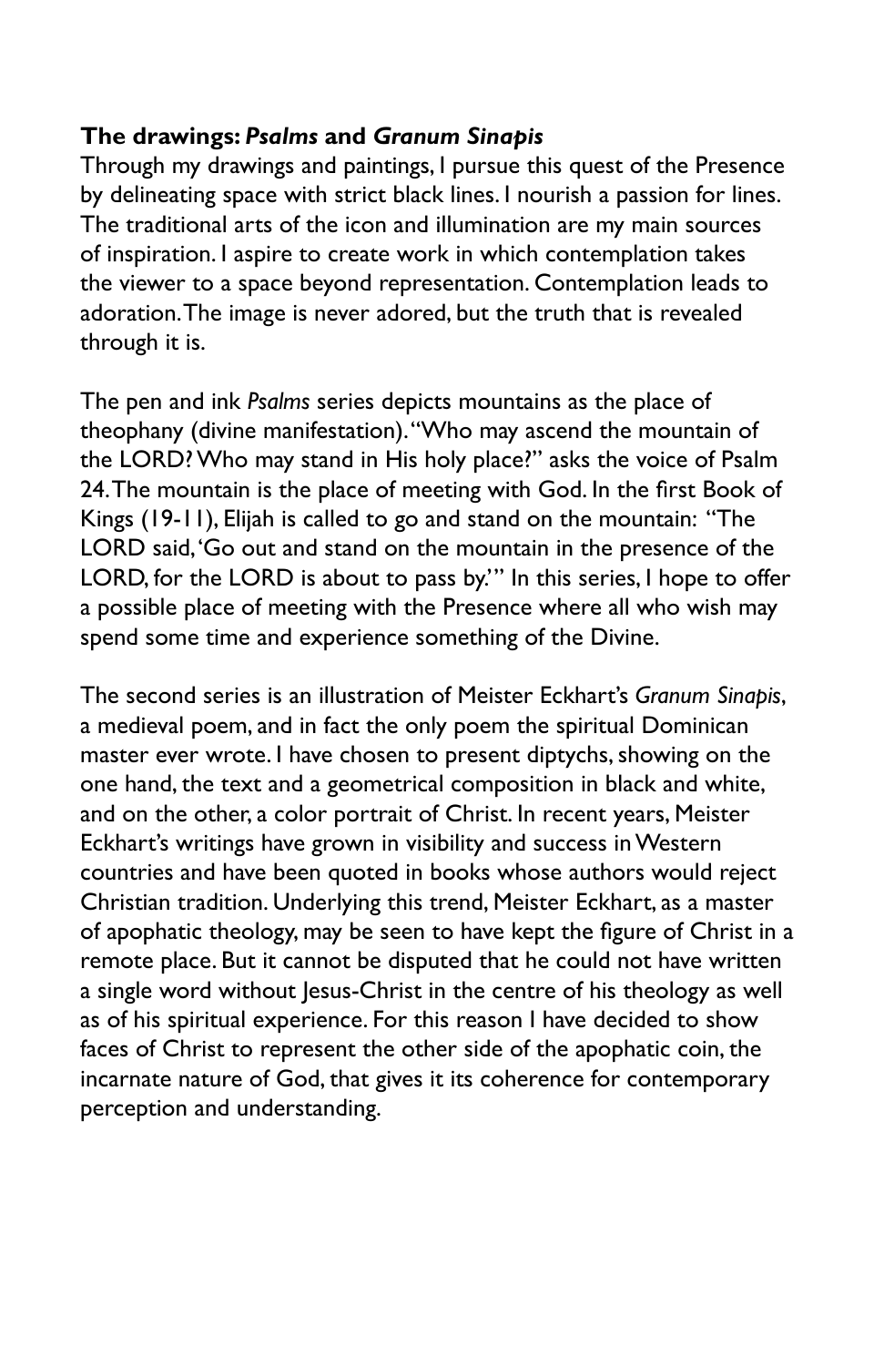**The drawings: *Psalms* and *Granum Sinapis***

Through my drawings and paintings, I pursue this quest of the Presence by delineating space with strict black lines. I nourish a passion for lines. The traditional arts of the icon and illumination are my main sources of inspiration. I aspire to create work in which contemplation takes the viewer to a space beyond representation. Contemplation leads to adoration. The image is never adored, but the truth that is revealed through it is.

The pen and ink *Psalms* series depicts mountains as the place of theophany (divine manifestation). "Who may ascend the mountain of the LORD? Who may stand in His holy place?" asks the voice of Psalm 24. The mountain is the place of meeting with God. In the first Book of Kings (19-11), Elijah is called to go and stand on the mountain: "The LORD said, 'Go out and stand on the mountain in the presence of the LORD, for the LORD is about to pass by.'" In this series, I hope to offer a possible place of meeting with the Presence where all who wish may spend some time and experience something of the Divine.

The second series is an illustration of Meister Eckhart's *Granum Sinapis*, a medieval poem, and in fact the only poem the spiritual Dominican master ever wrote. I have chosen to present diptychs, showing on the one hand, the text and a geometrical composition in black and white, and on the other, a color portrait of Christ. In recent years, Meister Eckhart's writings have grown in visibility and success in Western countries and have been quoted in books whose authors would reject Christian tradition. Underlying this trend, Meister Eckhart, as a master of apophatic theology, may be seen to have kept the figure of Christ in a remote place. But it cannot be disputed that he could not have written a single word without Jesus-Christ in the centre of his theology as well as of his spiritual experience. For this reason I have decided to show faces of Christ to represent the other side of the apophatic coin, the incarnate nature of God, that gives it its coherence for contemporary perception and understanding.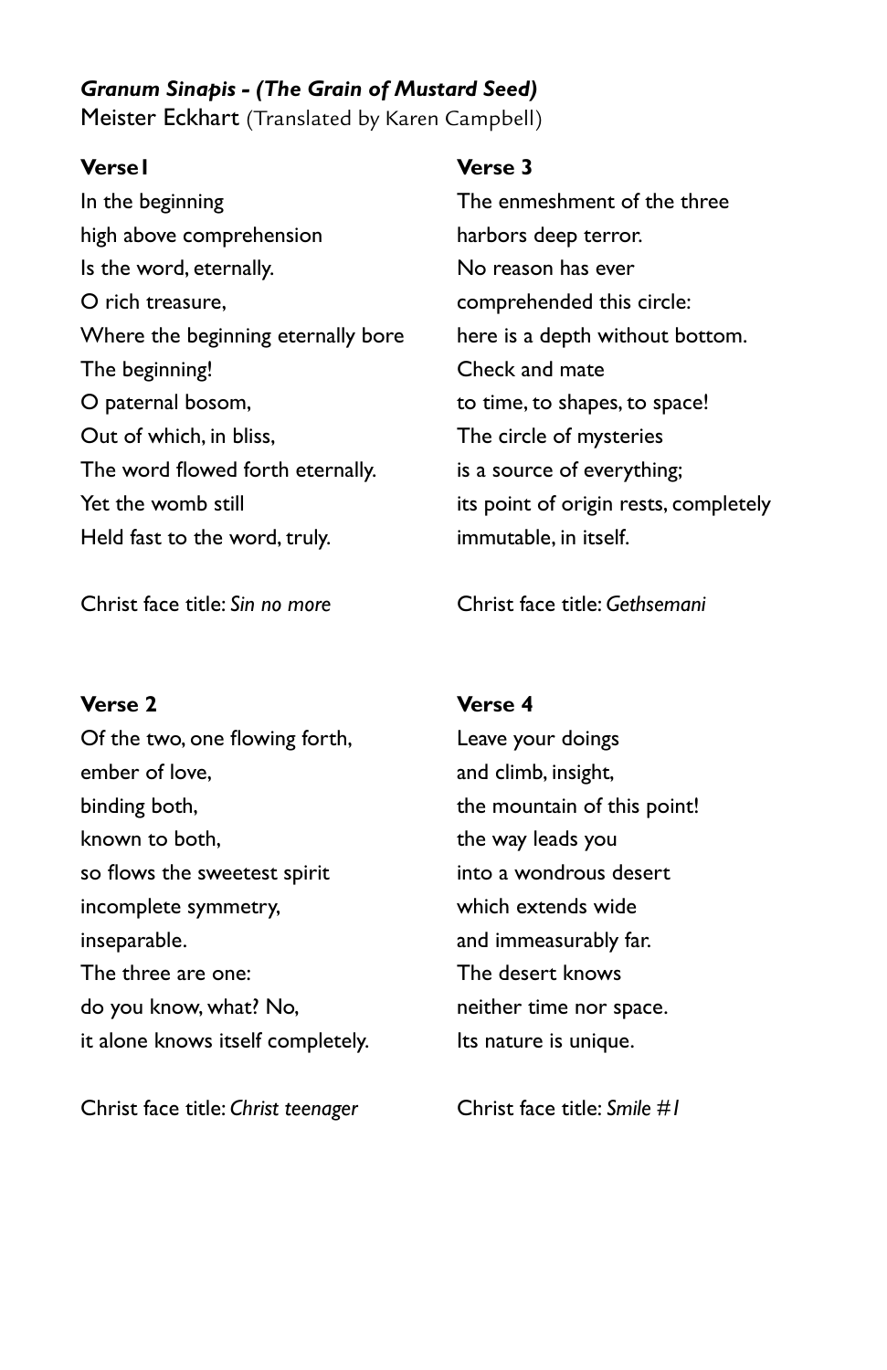***Granum Sinapis - (The Grain of Mustard Seed)***
Meister Eckhart (Translated by Karen Campbell)

**Verse1**

In the beginning
high above comprehension
Is the word, eternally.
O rich treasure,
Where the beginning eternally bore
The beginning!
O paternal bosom,
Out of which, in bliss,
The word flowed forth eternally.
Yet the womb still
Held fast to the word, truly.

Christ face title: *Sin no more*

**Verse 2**

Of the two, one flowing forth,
ember of love,
binding both,
known to both,
so flows the sweetest spirit
incomplete symmetry,
inseparable.
The three are one:
do you know, what? No,
it alone knows itself completely.

Christ face title: *Christ teenager*

**Verse 3**

The enmeshment of the three
harbors deep terror.
No reason has ever
comprehended this circle:
here is a depth without bottom.
Check and mate
to time, to shapes, to space!
The circle of mysteries
is a source of everything;
its point of origin rests, completely
immutable, in itself.

Christ face title: *Gethsemani*

**Verse 4**

Leave your doings
and climb, insight,
the mountain of this point!
the way leads you
into a wondrous desert
which extends wide
and immeasurably far.
The desert knows
neither time nor space.
Its nature is unique.

Christ face title: *Smile #1*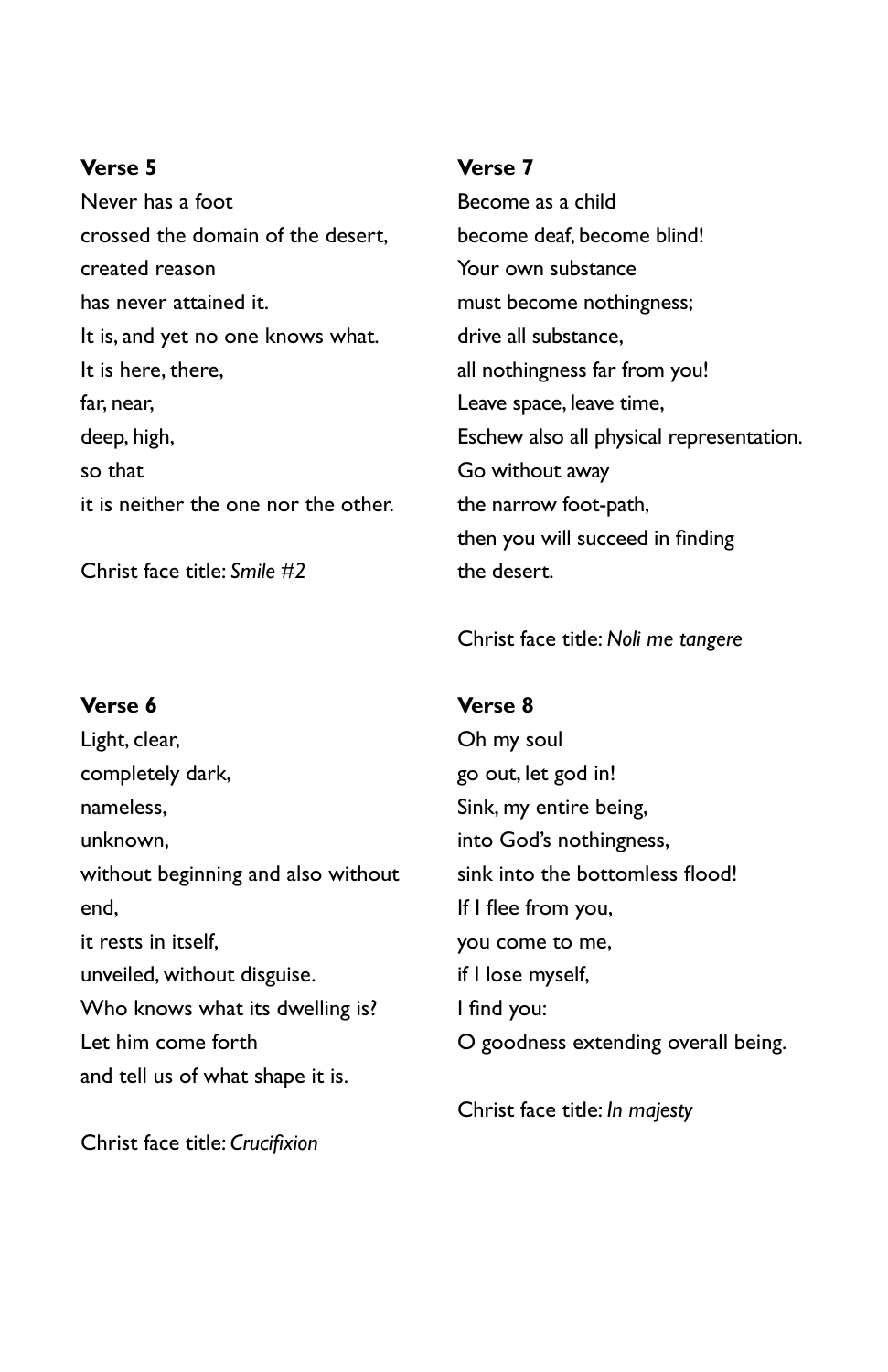**Verse 5**

Never has a foot
crossed the domain of the desert,
created reason
has never attained it.
It is, and yet no one knows what.
It is here, there,
far, near,
deep, high,
so that
it is neither the one nor the other.

Christ face title: *Smile #2*

**Verse 6**

Light, clear,
completely dark,
nameless,
unknown,
without beginning and also without end,
it rests in itself,
unveiled, without disguise.
Who knows what its dwelling is?
Let him come forth
and tell us of what shape it is.

Christ face title: *Crucifixion*

**Verse 7**

Become as a child
become deaf, become blind!
Your own substance
must become nothingness;
drive all substance,
all nothingness far from you!
Leave space, leave time,
Eschew also all physical representation.
Go without away
the narrow foot-path,
then you will succeed in finding
the desert.

Christ face title: *Noli me tangere*

**Verse 8**

Oh my soul
go out, let god in!
Sink, my entire being,
into God's nothingness,
sink into the bottomless flood!
If I flee from you,
you come to me,
if I lose myself,
I find you:
O goodness extending overall being.

Christ face title: *In majesty*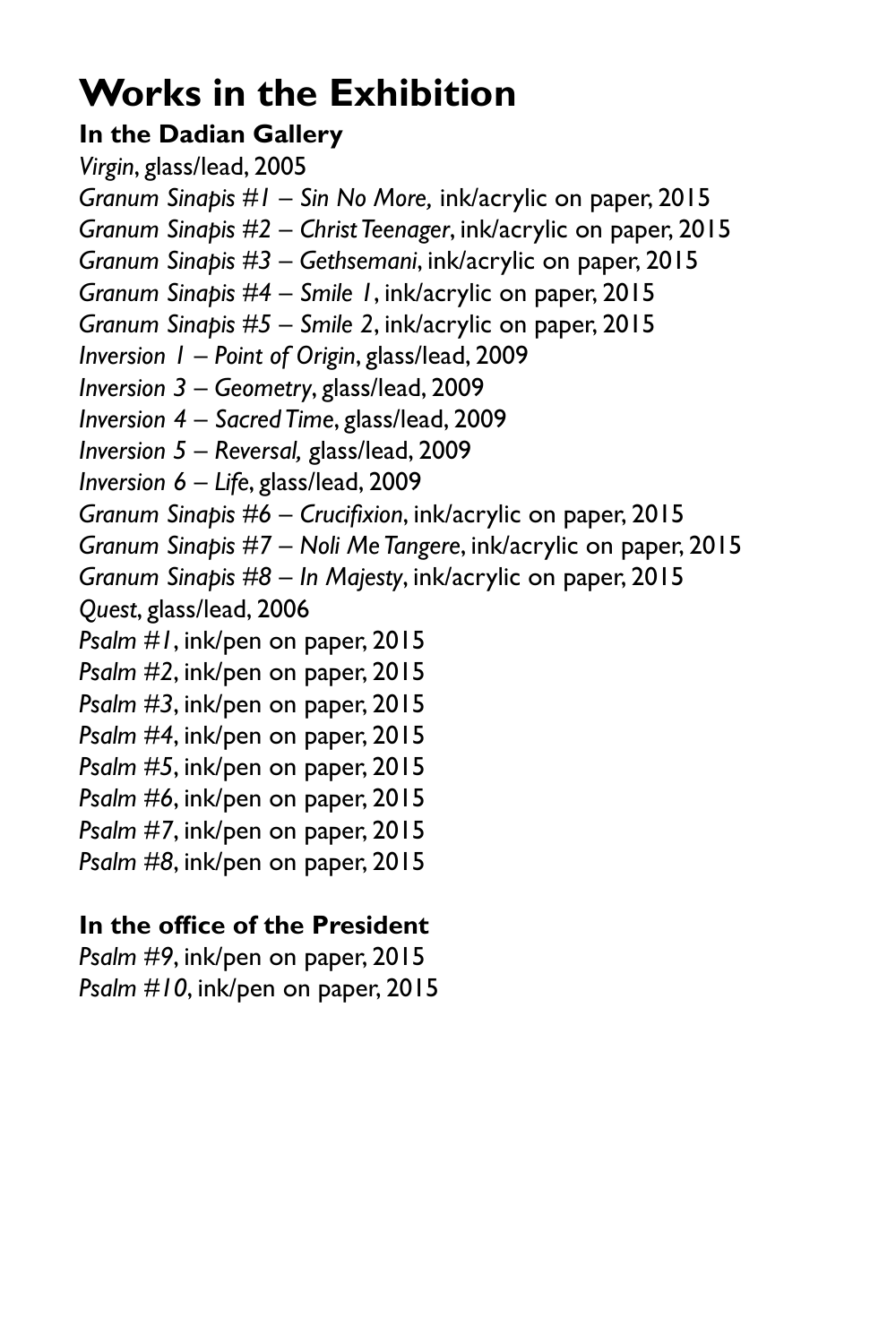# Works in the Exhibition

**In the Dadian Gallery**

*Virgin*, glass/lead, 2005
*Granum Sinapis #1 – Sin No More,* ink/acrylic on paper, 2015
*Granum Sinapis #2 – Christ Teenager*, ink/acrylic on paper, 2015
*Granum Sinapis #3 – Gethsemani*, ink/acrylic on paper, 2015
*Granum Sinapis #4 – Smile 1*, ink/acrylic on paper, 2015
*Granum Sinapis #5 – Smile 2*, ink/acrylic on paper, 2015
*Inversion 1 – Point of Origin*, glass/lead, 2009
*Inversion 3 – Geometry*, glass/lead, 2009
*Inversion 4 – Sacred Time*, glass/lead, 2009
*Inversion 5 – Reversal,* glass/lead, 2009
*Inversion 6 – Life*, glass/lead, 2009
*Granum Sinapis #6 – Crucifixion*, ink/acrylic on paper, 2015
*Granum Sinapis #7 – Noli Me Tangere*, ink/acrylic on paper, 2015
*Granum Sinapis #8 – In Majesty*, ink/acrylic on paper, 2015
*Quest*, glass/lead, 2006
*Psalm #1*, ink/pen on paper, 2015
*Psalm #2*, ink/pen on paper, 2015
*Psalm #3*, ink/pen on paper, 2015
*Psalm #4*, ink/pen on paper, 2015
*Psalm #5*, ink/pen on paper, 2015
*Psalm #6*, ink/pen on paper, 2015
*Psalm #7*, ink/pen on paper, 2015
*Psalm #8*, ink/pen on paper, 2015

**In the office of the President**

*Psalm #9*, ink/pen on paper, 2015
*Psalm #10*, ink/pen on paper, 2015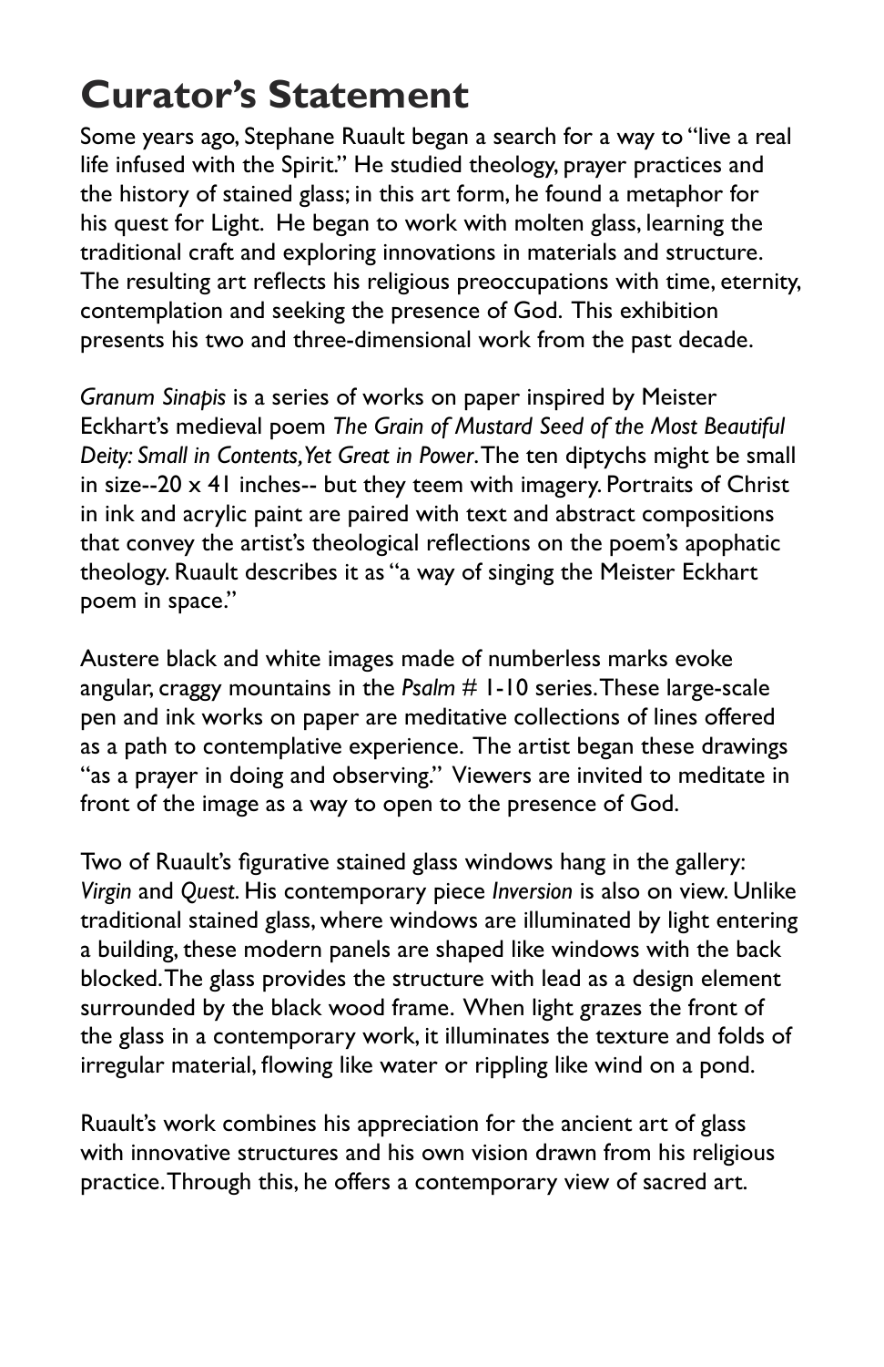# Curator's Statement

Some years ago, Stephane Ruault began a search for a way to "live a real life infused with the Spirit." He studied theology, prayer practices and the history of stained glass; in this art form, he found a metaphor for his quest for Light. He began to work with molten glass, learning the traditional craft and exploring innovations in materials and structure. The resulting art reflects his religious preoccupations with time, eternity, contemplation and seeking the presence of God. This exhibition presents his two and three-dimensional work from the past decade.

*Granum Sinapis* is a series of works on paper inspired by Meister Eckhart's medieval poem *The Grain of Mustard Seed of the Most Beautiful Deity: Small in Contents, Yet Great in Power*. The ten diptychs might be small in size--20 x 41 inches-- but they teem with imagery. Portraits of Christ in ink and acrylic paint are paired with text and abstract compositions that convey the artist's theological reflections on the poem's apophatic theology. Ruault describes it as "a way of singing the Meister Eckhart poem in space."

Austere black and white images made of numberless marks evoke angular, craggy mountains in the *Psalm* # 1-10 series. These large-scale pen and ink works on paper are meditative collections of lines offered as a path to contemplative experience. The artist began these drawings "as a prayer in doing and observing." Viewers are invited to meditate in front of the image as a way to open to the presence of God.

Two of Ruault's figurative stained glass windows hang in the gallery: *Virgin* and *Quest*. His contemporary piece *Inversion* is also on view. Unlike traditional stained glass, where windows are illuminated by light entering a building, these modern panels are shaped like windows with the back blocked. The glass provides the structure with lead as a design element surrounded by the black wood frame. When light grazes the front of the glass in a contemporary work, it illuminates the texture and folds of irregular material, flowing like water or rippling like wind on a pond.

Ruault's work combines his appreciation for the ancient art of glass with innovative structures and his own vision drawn from his religious practice. Through this, he offers a contemporary view of sacred art.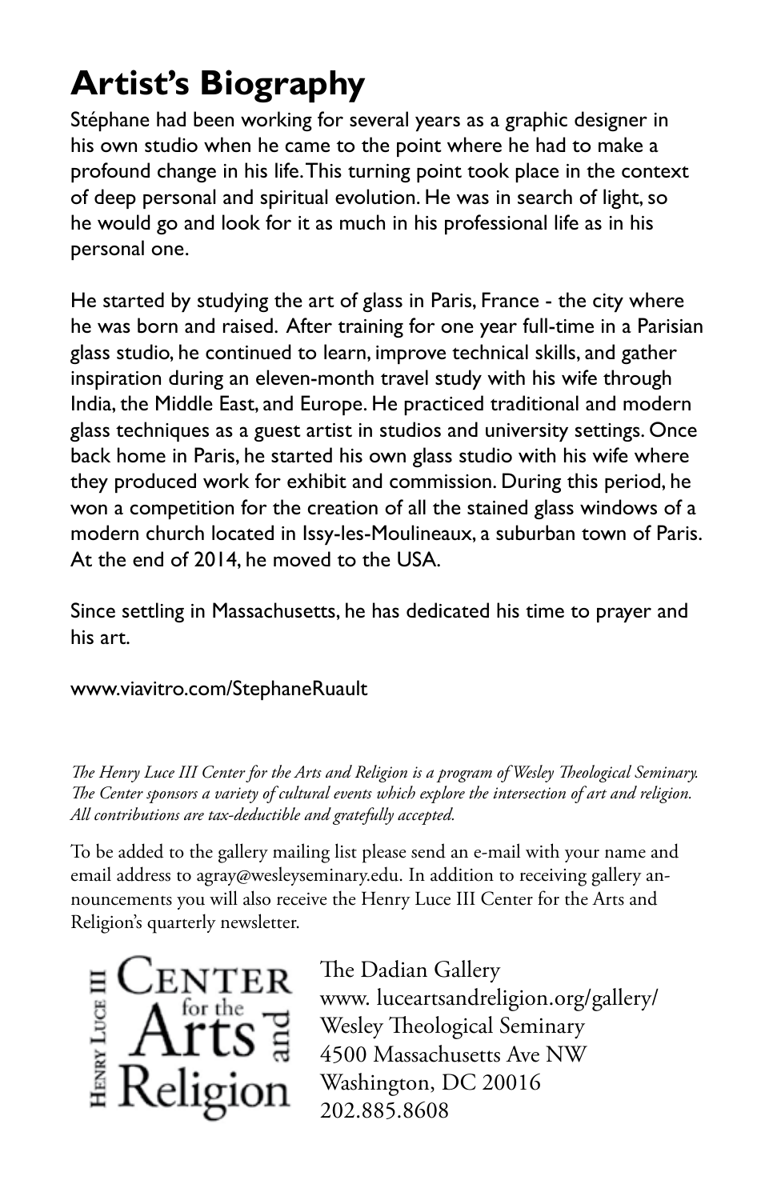# Artist's Biography

Stéphane had been working for several years as a graphic designer in his own studio when he came to the point where he had to make a profound change in his life. This turning point took place in the context of deep personal and spiritual evolution. He was in search of light, so he would go and look for it as much in his professional life as in his personal one.

He started by studying the art of glass in Paris, France - the city where he was born and raised. After training for one year full-time in a Parisian glass studio, he continued to learn, improve technical skills, and gather inspiration during an eleven-month travel study with his wife through India, the Middle East, and Europe. He practiced traditional and modern glass techniques as a guest artist in studios and university settings. Once back home in Paris, he started his own glass studio with his wife where they produced work for exhibit and commission. During this period, he won a competition for the creation of all the stained glass windows of a modern church located in Issy-les-Moulineaux, a suburban town of Paris. At the end of 2014, he moved to the USA.

Since settling in Massachusetts, he has dedicated his time to prayer and his art.

www.viavitro.com/StephaneRuault

*The Henry Luce III Center for the Arts and Religion is a program of Wesley Theological Seminary. The Center sponsors a variety of cultural events which explore the intersection of art and religion. All contributions are tax-deductible and gratefully accepted.*

To be added to the gallery mailing list please send an e-mail with your name and email address to agray@wesleyseminary.edu. In addition to receiving gallery announcements you will also receive the Henry Luce III Center for the Arts and Religion's quarterly newsletter.

Henry Luce III Center for the Arts and Religion

The Dadian Gallery
www. luceartsandreligion.org/gallery/
Wesley Theological Seminary
4500 Massachusetts Ave NW
Washington, DC 20016
202.885.8608